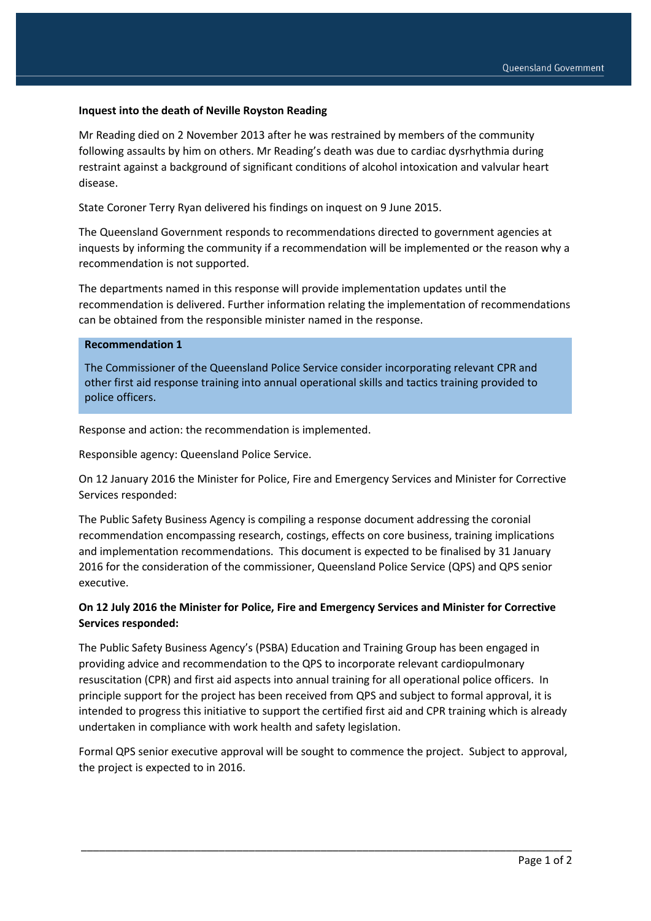**Inquest into the death of Neville Royston Reading**

Mr Reading died on 2 November 2013 after he was restrained by members of the community following assaults by him on others. Mr Reading's death was due to cardiac dysrhythmia during restraint against a background of significant conditions of alcohol intoxication and valvular heart disease.

State Coroner Terry Ryan delivered his findings on inquest on 9 June 2015.

The Queensland Government responds to recommendations directed to government agencies at inquests by informing the community if a recommendation will be implemented or the reason why a recommendation is not supported.

The departments named in this response will provide implementation updates until the recommendation is delivered. Further information relating the implementation of recommendations can be obtained from the responsible minister named in the response.

**Recommendation 1**

The Commissioner of the Queensland Police Service consider incorporating relevant CPR and other first aid response training into annual operational skills and tactics training provided to police officers.

Response and action: the recommendation is implemented.

Responsible agency: Queensland Police Service.

On 12 January 2016 the Minister for Police, Fire and Emergency Services and Minister for Corrective Services responded:

The Public Safety Business Agency is compiling a response document addressing the coronial recommendation encompassing research, costings, effects on core business, training implications and implementation recommendations. This document is expected to be finalised by 31 January 2016 for the consideration of the commissioner, Queensland Police Service (QPS) and QPS senior executive.

**On 12 July 2016 the Minister for Police, Fire and Emergency Services and Minister for Corrective Services responded:**

The Public Safety Business Agency's (PSBA) Education and Training Group has been engaged in providing advice and recommendation to the QPS to incorporate relevant cardiopulmonary resuscitation (CPR) and first aid aspects into annual training for all operational police officers. In principle support for the project has been received from QPS and subject to formal approval, it is intended to progress this initiative to support the certified first aid and CPR training which is already undertaken in compliance with work health and safety legislation.

Formal QPS senior executive approval will be sought to commence the project. Subject to approval, the project is expected to in 2016.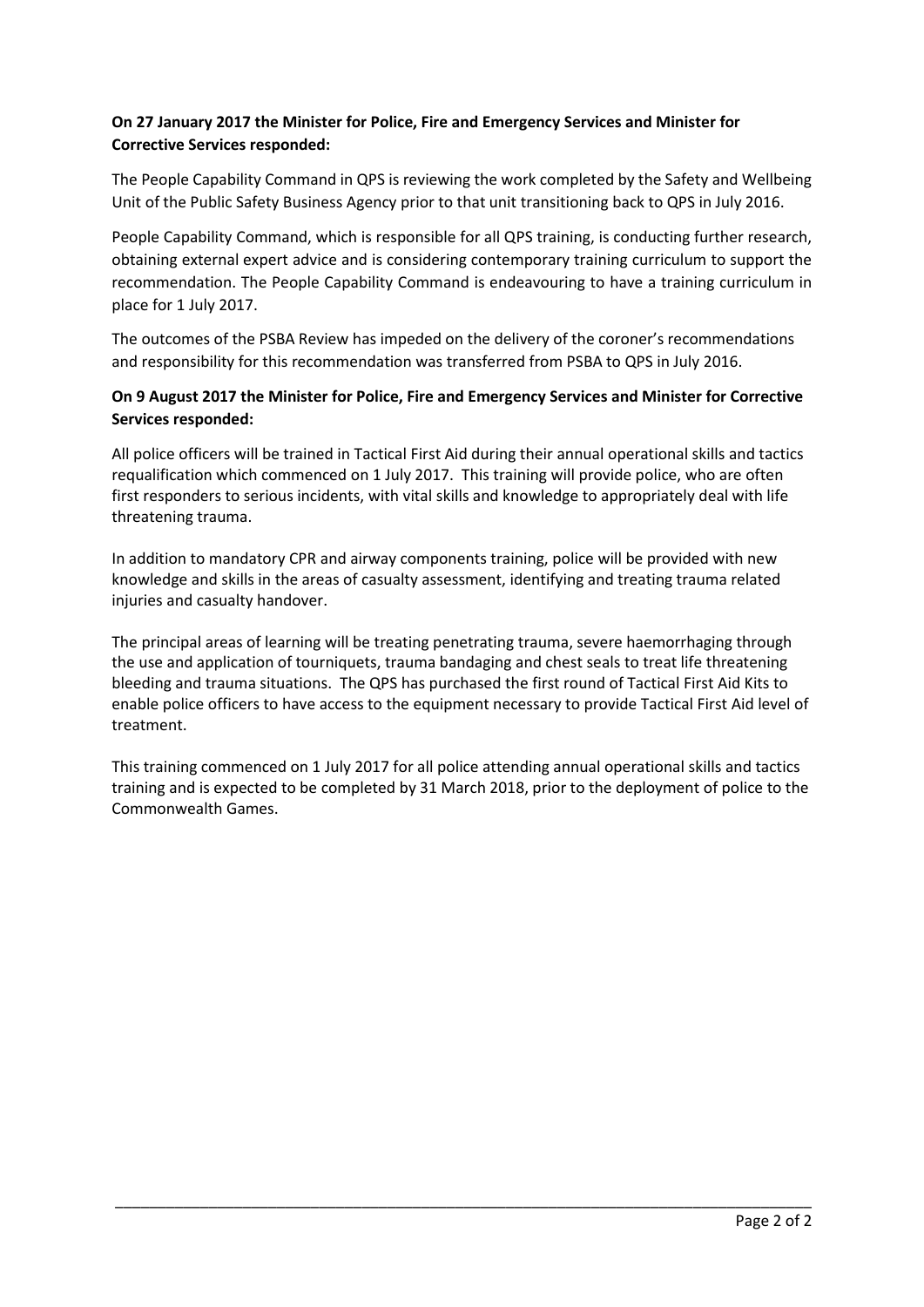**On 27 January 2017 the Minister for Police, Fire and Emergency Services and Minister for Corrective Services responded:**

The People Capability Command in QPS is reviewing the work completed by the Safety and Wellbeing Unit of the Public Safety Business Agency prior to that unit transitioning back to QPS in July 2016.

People Capability Command, which is responsible for all QPS training, is conducting further research, obtaining external expert advice and is considering contemporary training curriculum to support the recommendation. The People Capability Command is endeavouring to have a training curriculum in place for 1 July 2017.

The outcomes of the PSBA Review has impeded on the delivery of the coroner's recommendations and responsibility for this recommendation was transferred from PSBA to QPS in July 2016.

**On 9 August 2017 the Minister for Police, Fire and Emergency Services and Minister for Corrective Services responded:**

All police officers will be trained in Tactical First Aid during their annual operational skills and tactics requalification which commenced on 1 July 2017. This training will provide police, who are often first responders to serious incidents, with vital skills and knowledge to appropriately deal with life threatening trauma.

In addition to mandatory CPR and airway components training, police will be provided with new knowledge and skills in the areas of casualty assessment, identifying and treating trauma related injuries and casualty handover.

The principal areas of learning will be treating penetrating trauma, severe haemorrhaging through the use and application of tourniquets, trauma bandaging and chest seals to treat life threatening bleeding and trauma situations. The QPS has purchased the first round of Tactical First Aid Kits to enable police officers to have access to the equipment necessary to provide Tactical First Aid level of treatment.

This training commenced on 1 July 2017 for all police attending annual operational skills and tactics training and is expected to be completed by 31 March 2018, prior to the deployment of police to the Commonwealth Games.